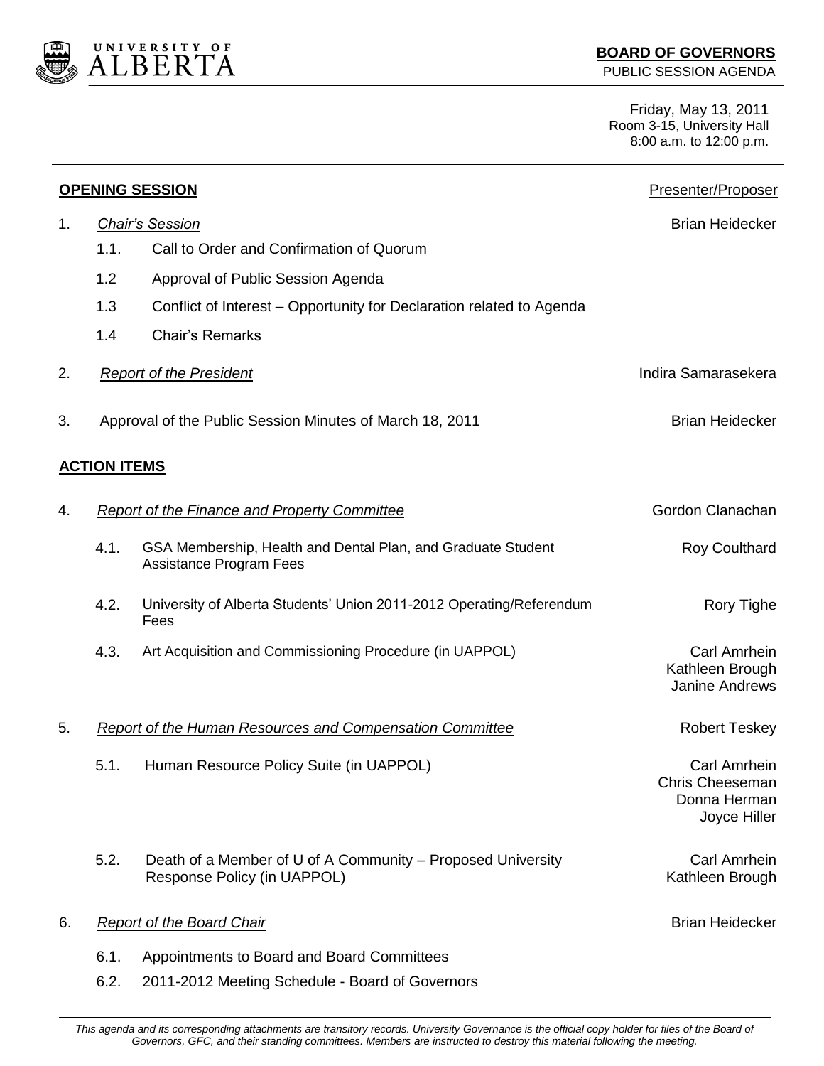UNIVERSITY OF ALBERTA

**BOARD OF GOVERNORS**
PUBLIC SESSION AGENDA

Friday, May 13, 2011
Room 3-15, University Hall
8:00 a.m. to 12:00 p.m.

| | Presenter/Proposer |
|---|---|
| **OPENING SESSION** | |
| 1. *Chair's Session* | Brian Heidecker |
| 1.1. Call to Order and Confirmation of Quorum | |
| 1.2 Approval of Public Session Agenda | |
| 1.3 Conflict of Interest – Opportunity for Declaration related to Agenda | |
| 1.4 Chair's Remarks | |
| 2. *Report of the President* | Indira Samarasekera |
| 3. Approval of the Public Session Minutes of March 18, 2011 | Brian Heidecker |
| **ACTION ITEMS** | |
| 4. *Report of the Finance and Property Committee* | Gordon Clanachan |
| 4.1. GSA Membership, Health and Dental Plan, and Graduate Student Assistance Program Fees | Roy Coulthard |
| 4.2. University of Alberta Students' Union 2011-2012 Operating/Referendum Fees | Rory Tighe |
| 4.3. Art Acquisition and Commissioning Procedure (in UAPPOL) | Carl Amrhein, Kathleen Brough, Janine Andrews |
| 5. *Report of the Human Resources and Compensation Committee* | Robert Teskey |
| 5.1. Human Resource Policy Suite (in UAPPOL) | Carl Amrhein, Chris Cheeseman, Donna Herman, Joyce Hiller |
| 5.2. Death of a Member of U of A Community – Proposed University Response Policy (in UAPPOL) | Carl Amrhein, Kathleen Brough |
| 6. *Report of the Board Chair* | Brian Heidecker |
| 6.1. Appointments to Board and Board Committees | |
| 6.2. 2011-2012 Meeting Schedule - Board of Governors | |

*This agenda and its corresponding attachments are transitory records. University Governance is the official copy holder for files of the Board of Governors, GFC, and their standing committees. Members are instructed to destroy this material following the meeting.*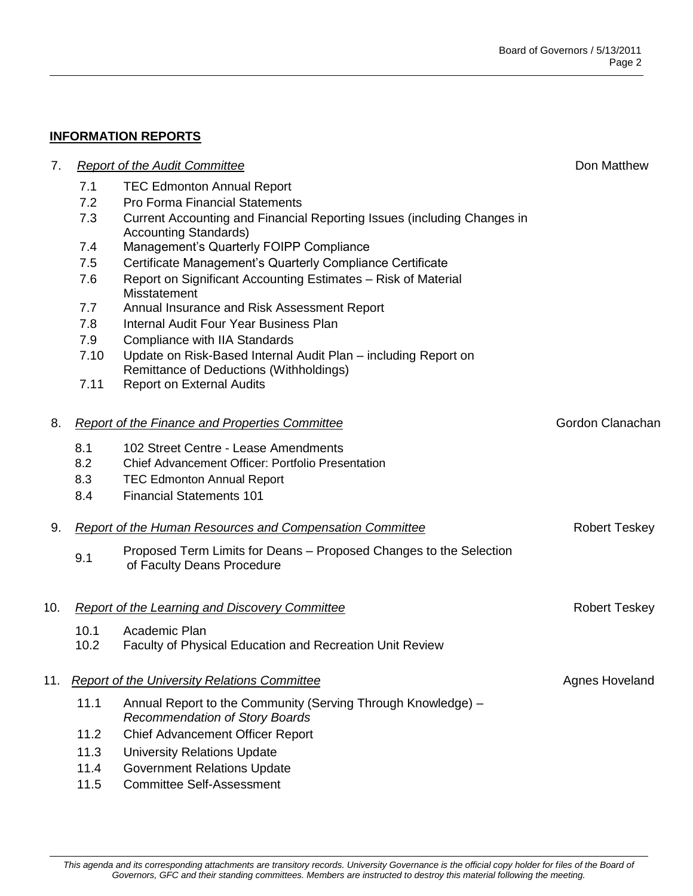## INFORMATION REPORTS

7. *Report of the Audit Committee* — Don Matthew

   - 7.1 TEC Edmonton Annual Report
   - 7.2 Pro Forma Financial Statements
   - 7.3 Current Accounting and Financial Reporting Issues (including Changes in Accounting Standards)
   - 7.4 Management's Quarterly FOIPP Compliance
   - 7.5 Certificate Management's Quarterly Compliance Certificate
   - 7.6 Report on Significant Accounting Estimates – Risk of Material Misstatement
   - 7.7 Annual Insurance and Risk Assessment Report
   - 7.8 Internal Audit Four Year Business Plan
   - 7.9 Compliance with IIA Standards
   - 7.10 Update on Risk-Based Internal Audit Plan – including Report on Remittance of Deductions (Withholdings)
   - 7.11 Report on External Audits

8. *Report of the Finance and Properties Committee* — Gordon Clanachan

   - 8.1 102 Street Centre - Lease Amendments
   - 8.2 Chief Advancement Officer: Portfolio Presentation
   - 8.3 TEC Edmonton Annual Report
   - 8.4 Financial Statements 101

9. *Report of the Human Resources and Compensation Committee* — Robert Teskey

   - 9.1 Proposed Term Limits for Deans – Proposed Changes to the Selection of Faculty Deans Procedure

10. *Report of the Learning and Discovery Committee* — Robert Teskey

    - 10.1 Academic Plan
    - 10.2 Faculty of Physical Education and Recreation Unit Review

11. *Report of the University Relations Committee* — Agnes Hoveland

    - 11.1 Annual Report to the Community (Serving Through Knowledge) – *Recommendation of Story Boards*
    - 11.2 Chief Advancement Officer Report
    - 11.3 University Relations Update
    - 11.4 Government Relations Update
    - 11.5 Committee Self-Assessment

*This agenda and its corresponding attachments are transitory records. University Governance is the official copy holder for files of the Board of Governors, GFC and their standing committees. Members are instructed to destroy this material following the meeting.*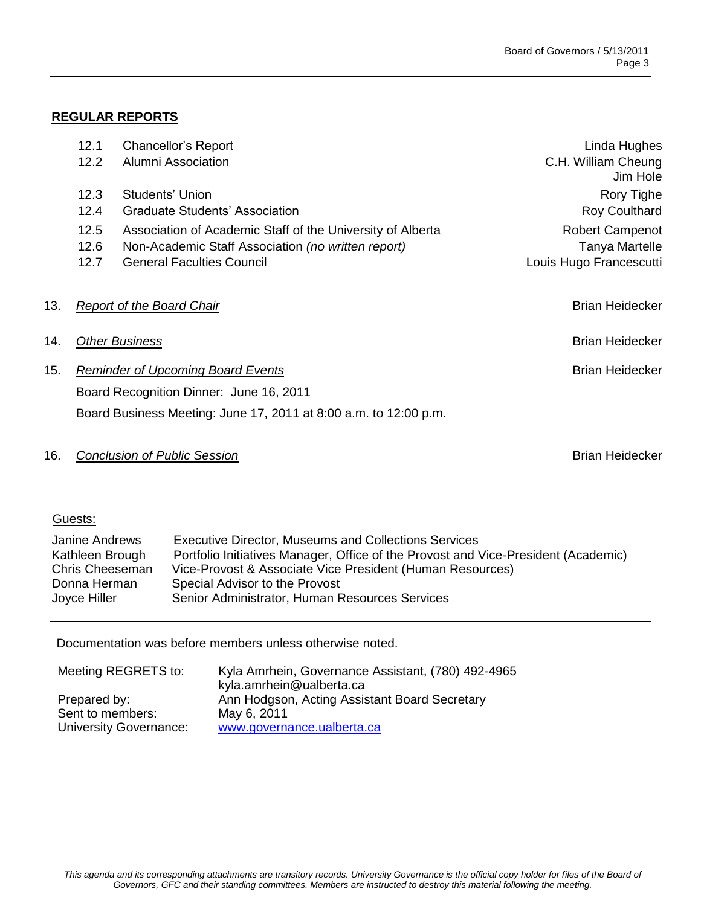**REGULAR REPORTS**

| | | |
|---|---|---|
| 12.1 | Chancellor's Report | Linda Hughes |
| 12.2 | Alumni Association | C.H. William Cheung<br>Jim Hole |
| 12.3 | Students' Union | Rory Tighe |
| 12.4 | Graduate Students' Association | Roy Coulthard |
| 12.5 | Association of Academic Staff of the University of Alberta | Robert Campenot |
| 12.6 | Non-Academic Staff Association *(no written report)* | Tanya Martelle |
| 12.7 | General Faculties Council | Louis Hugo Francescutti |

13. *Report of the Board Chair* — Brian Heidecker

14. *Other Business* — Brian Heidecker

15. *Reminder of Upcoming Board Events* — Brian Heidecker

    Board Recognition Dinner: June 16, 2011

    Board Business Meeting: June 17, 2011 at 8:00 a.m. to 12:00 p.m.

16. *Conclusion of Public Session* — Brian Heidecker

Guests:

| | |
|---|---|
| Janine Andrews | Executive Director, Museums and Collections Services |
| Kathleen Brough | Portfolio Initiatives Manager, Office of the Provost and Vice-President (Academic) |
| Chris Cheeseman | Vice-Provost & Associate Vice President (Human Resources) |
| Donna Herman | Special Advisor to the Provost |
| Joyce Hiller | Senior Administrator, Human Resources Services |

Documentation was before members unless otherwise noted.

| | |
|---|---|
| Meeting REGRETS to: | Kyla Amrhein, Governance Assistant, (780) 492-4965<br>kyla.amrhein@ualberta.ca |
| Prepared by: | Ann Hodgson, Acting Assistant Board Secretary |
| Sent to members: | May 6, 2011 |
| University Governance: | www.governance.ualberta.ca |

*This agenda and its corresponding attachments are transitory records. University Governance is the official copy holder for files of the Board of Governors, GFC and their standing committees. Members are instructed to destroy this material following the meeting.*